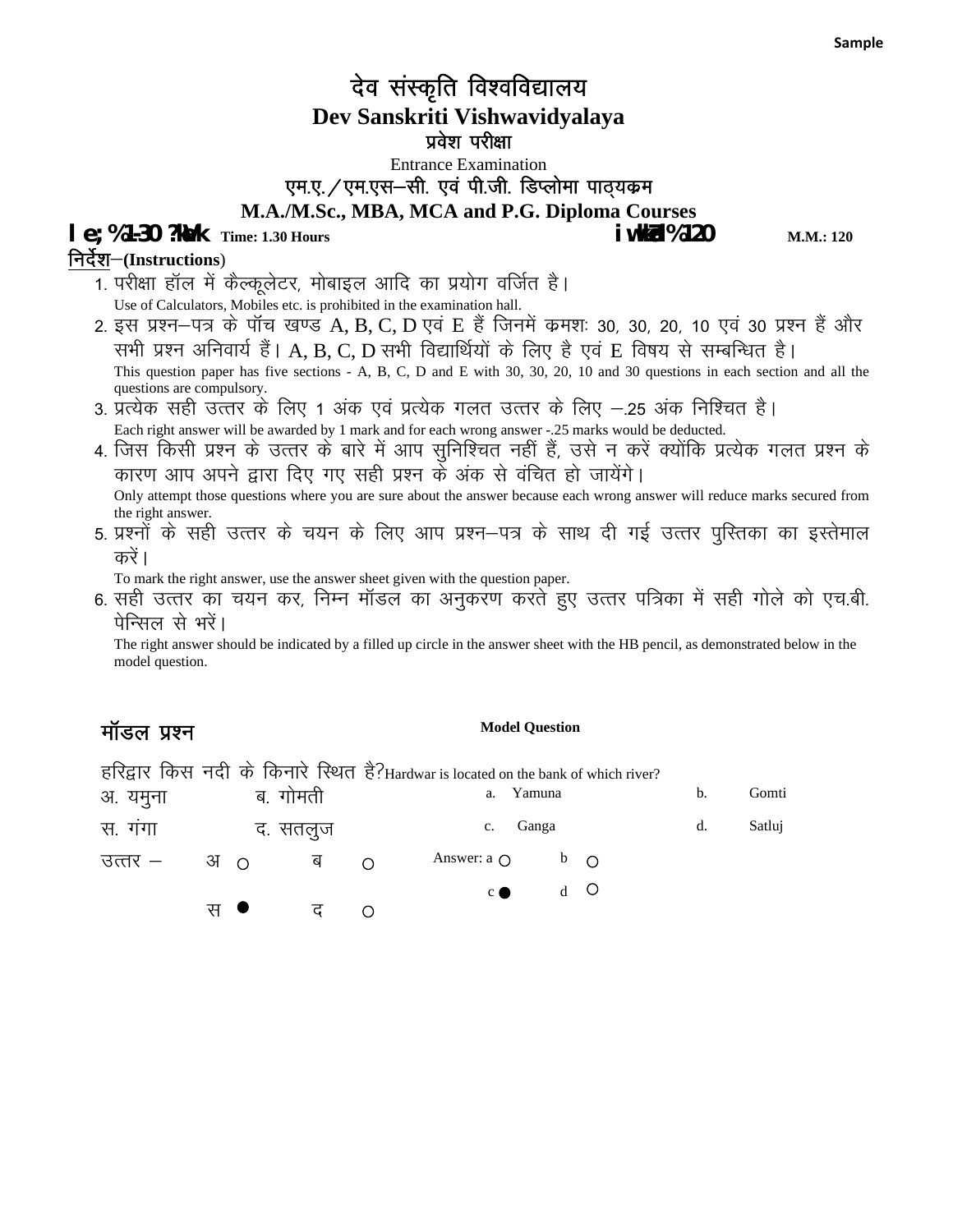Sample

# देव संस्कृति विश्वविद्यालय

# Dev Sanskriti Vishwavidyalaya

## प्रवेश परीक्षा

Entrance Examination

## एम.ए. / एम.एस–सी. एवं पी.जी. डिप्लोमा पाठ्यक्रम

## M.A./M.Sc., MBA, MCA and P.G. Diploma Courses

**le;%1-30 ?kaVk** **Time: 1.30 Hours** **iw.kkZad%120** **M.M.: 120**

**निर्देश–(Instructions)**

1. परीक्षा हॉल में कैल्कूलेटर, मोबाइल आदि का प्रयोग वर्जित है।
   Use of Calculators, Mobiles etc. is prohibited in the examination hall.
2. इस प्रश्न–पत्र के पॉच खण्ड A, B, C, D एवं E हैं जिनमें क्रमशः 30, 30, 20, 10 एवं 30 प्रश्न हैं और सभी प्रश्न अनिवार्य हैं। A, B, C, D सभी विद्यार्थियों के लिए है एवं E विषय से सम्बन्धित है।
   This question paper has five sections - A, B, C, D and E with 30, 30, 20, 10 and 30 questions in each section and all the questions are compulsory.
3. प्रत्येक सही उत्तर के लिए 1 अंक एवं प्रत्येक गलत उत्तर के लिए –.25 अंक निश्चित है।
   Each right answer will be awarded by 1 mark and for each wrong answer -.25 marks would be deducted.
4. जिस किसी प्रश्न के उत्तर के बारे में आप सुनिश्चित नहीं हैं, उसे न करें क्योंकि प्रत्येक गलत प्रश्न के कारण आप अपने द्वारा दिए गए सही प्रश्न के अंक से वंचित हो जायेंगे।
   Only attempt those questions where you are sure about the answer because each wrong answer will reduce marks secured from the right answer.
5. प्रश्नों के सही उत्तर के चयन के लिए आप प्रश्न–पत्र के साथ दी गई उत्तर पुस्तिका का इस्तेमाल करें।
   To mark the right answer, use the answer sheet given with the question paper.
6. सही उत्तर का चयन कर, निम्न मॉडल का अनुकरण करते हुए उत्तर पत्रिका में सही गोले को एच.बी. पेन्सिल से भरें।
   The right answer should be indicated by a filled up circle in the answer sheet with the HB pencil, as demonstrated below in the model question.

### मॉडल प्रश्न — Model Question

हरिद्वार किस नदी के किनारे स्थित है? Hardwar is located on the bank of which river?

अ. यमुना  ब. गोमती  स. गंगा  द. सतलुज

a. Yamuna  b. Gomti  c. Ganga  d. Satluj

उत्तर – अ ○  ब ○  स ●  द ○

Answer: a ○  b ○  c ●  d ○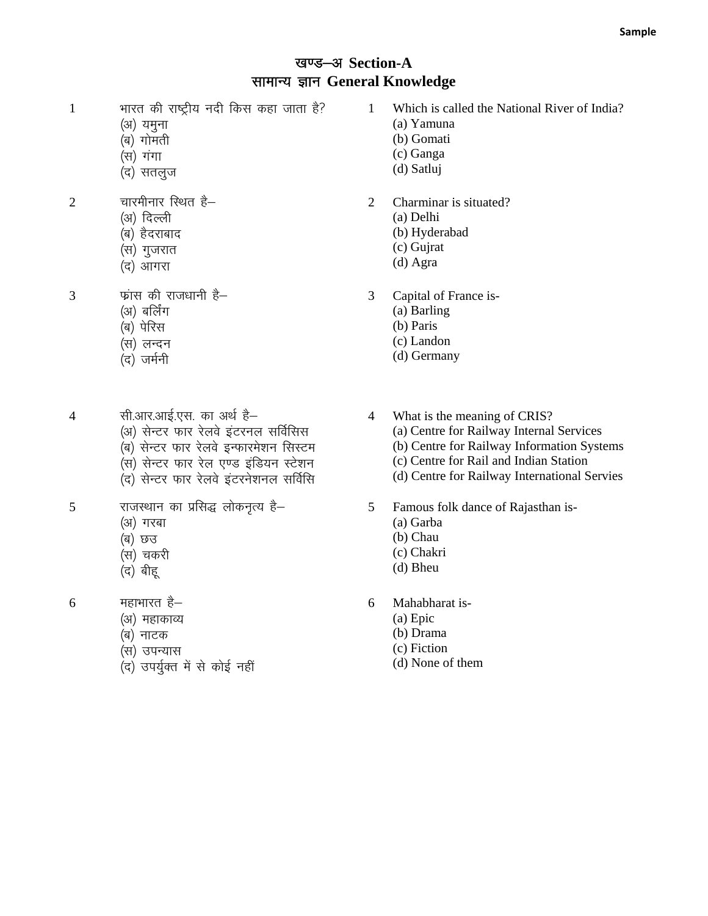Sample

## खण्ड–अ Section-A
## सामान्य ज्ञान General Knowledge

1. भारत की राष्ट्रीय नदी किस कहा जाता है?
   (अ) यमुना
   (ब) गोमती
   (स) गंगा
   (द) सतलुज

1. Which is called the National River of India?
   (a) Yamuna
   (b) Gomati
   (c) Ganga
   (d) Satluj

2. चारमीनार स्थित है–
   (अ) दिल्ली
   (ब) हैदराबाद
   (स) गुजरात
   (द) आगरा

2. Charminar is situated?
   (a) Delhi
   (b) Hyderabad
   (c) Gujrat
   (d) Agra

3. फ्रांस की राजधानी है–
   (अ) बर्लिंग
   (ब) पेरिस
   (स) लन्दन
   (द) जर्मनी

3. Capital of France is-
   (a) Barling
   (b) Paris
   (c) Landon
   (d) Germany

4. सी.आर.आई.एस. का अर्थ है–
   (अ) सेन्टर फार रेलवे इंटरनल सर्विसिस
   (ब) सेन्टर फार रेलवे इन्फारमेशन सिस्टम
   (स) सेन्टर फार रेल एण्ड इंडियन स्टेशन
   (द) सेन्टर फार रेलवे इंटरनेशनल सर्विसि

4. What is the meaning of CRIS?
   (a) Centre for Railway Internal Services
   (b) Centre for Railway Information Systems
   (c) Centre for Rail and Indian Station
   (d) Centre for Railway International Servies

5. राजस्थान का प्रसिद्ध लोकनृत्य है–
   (अ) गरबा
   (ब) छउ
   (स) चकरी
   (द) बीहू

5. Famous folk dance of Rajasthan is-
   (a) Garba
   (b) Chau
   (c) Chakri
   (d) Bheu

6. महाभारत है–
   (अ) महाकाव्य
   (ब) नाटक
   (स) उपन्यास
   (द) उपर्युक्त में से कोई नहीं

6. Mahabharat is-
   (a) Epic
   (b) Drama
   (c) Fiction
   (d) None of them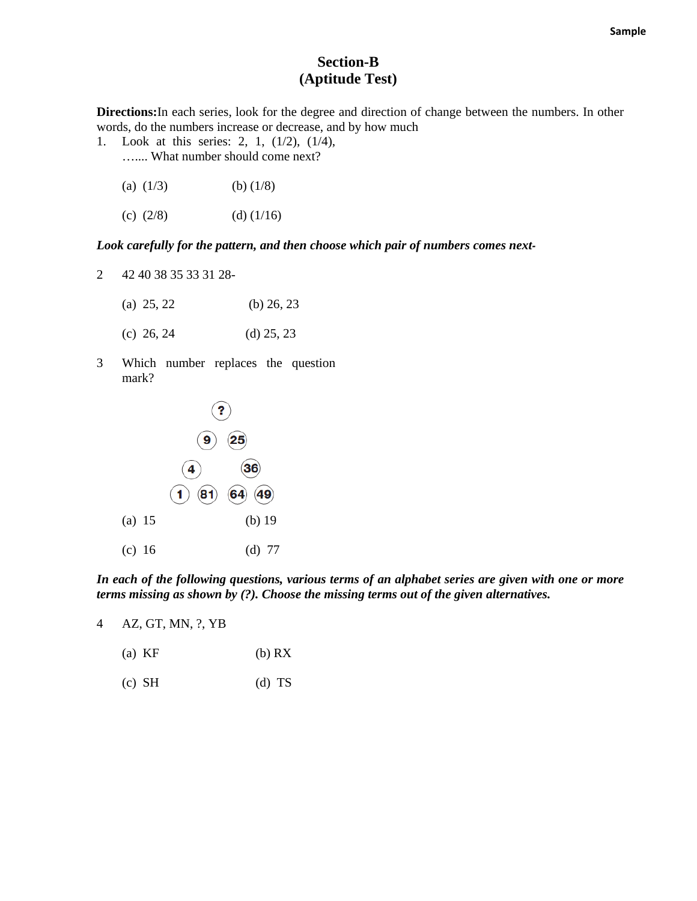# Section-B
## (Aptitude Test)

**Directions:** In each series, look for the degree and direction of change between the numbers. In other words, do the numbers increase or decrease, and by how much

1. Look at this series: 2, 1, (1/2), (1/4), ….... What number should come next?

   (a) (1/3) (b) (1/8)

   (c) (2/8) (d) (1/16)

***Look carefully for the pattern, and then choose which pair of numbers comes next-***

2 42 40 38 35 33 31 28-

   (a) 25, 22 (b) 26, 23

   (c) 26, 24 (d) 25, 23

3 Which number replaces the question mark?

```
        ?
      9   25
    4       36
  1  81  64  49
```

   (a) 15 (b) 19

   (c) 16 (d) 77

***In each of the following questions, various terms of an alphabet series are given with one or more terms missing as shown by (?). Choose the missing terms out of the given alternatives.***

4 AZ, GT, MN, ?, YB

   (a) KF (b) RX

   (c) SH (d) TS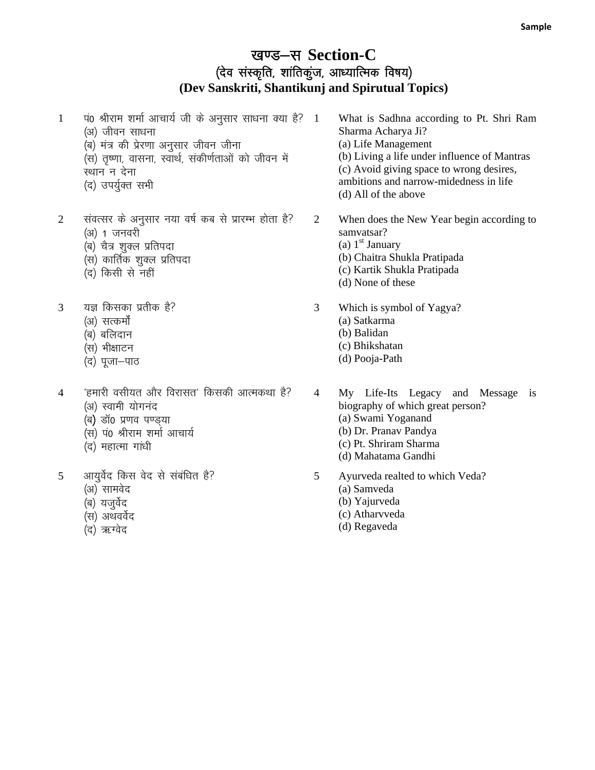Sample

# खण्ड–स Section-C

## (देव संस्कृति, शांतिकुंज, आध्यात्मिक विषय)

## (Dev Sanskriti, Shantikunj and Spirutual Topics)

1 पं0 श्रीराम शर्मा आचार्य जी के अनुसार साधना क्या है?
(अ) जीवन साधना
(ब) मंत्र की प्रेरणा अनुसार जीवन जीना
(स) तृष्णा, वासना, स्वार्थ, संकीर्णताओं को जीवन में स्थान न देना
(द) उपर्युक्त सभी

1 What is Sadhna according to Pt. Shri Ram Sharma Acharya Ji?
(a) Life Management
(b) Living a life under influence of Mantras
(c) Avoid giving space to wrong desires, ambitions and narrow-midedness in life
(d) All of the above

2 संवत्सर के अनुसार नया वर्ष कब से प्रारम्भ होता है?
(अ) 1 जनवरी
(ब) चैत्र शुक्ल प्रतिपदा
(स) कार्तिक शुक्ल प्रतिपदा
(द) किसी से नहीं

2 When does the New Year begin according to samvatsar?
(a) 1st January
(b) Chaitra Shukla Pratipada
(c) Kartik Shukla Pratipada
(d) None of these

3 यज्ञ किसका प्रतीक है?
(अ) सत्कर्मों
(ब) बलिदान
(स) भीक्षाटन
(द) पूजा–पाठ

3 Which is symbol of Yagya?
(a) Satkarma
(b) Balidan
(c) Bhikshatan
(d) Pooja-Path

4 'हमारी वसीयत और विरासत' किसकी आत्मकथा है?
(अ) स्वामी योगनंद
(ब) डॉ0 प्रणव पण्ड्या
(स) पं0 श्रीराम शर्मा आचार्य
(द) महात्मा गांधी

4 My Life-Its Legacy and Message is biography of which great person?
(a) Swami Yoganand
(b) Dr. Pranav Pandya
(c) Pt. Shriram Sharma
(d) Mahatama Gandhi

5 आयुर्वेद किस वेद से संबंधित है?
(अ) सामवेद
(ब) यजुर्वेद
(स) अथवर्वेद
(द) ऋग्वेद

5 Ayurveda realted to which Veda?
(a) Samveda
(b) Yajurveda
(c) Atharvveda
(d) Regaveda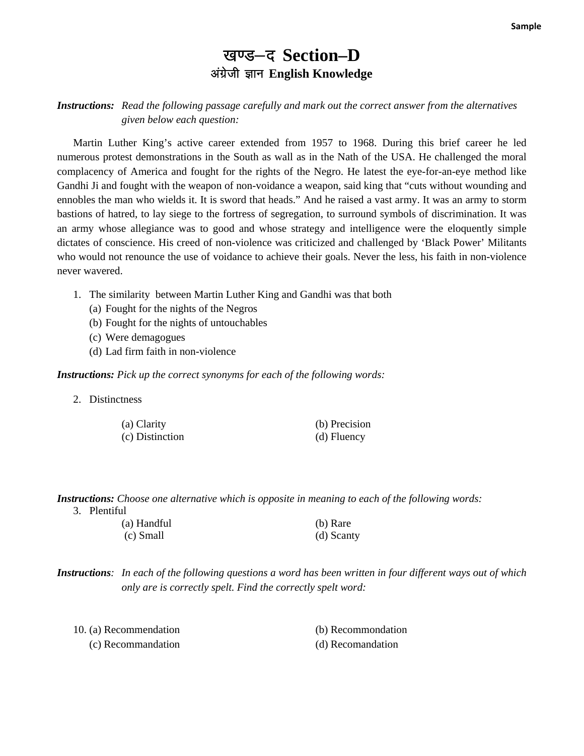Sample

# खण्ड–द Section–D

## अंग्रेजी ज्ञान English Knowledge

***Instructions:*** *Read the following passage carefully and mark out the correct answer from the alternatives given below each question:*

Martin Luther King's active career extended from 1957 to 1968. During this brief career he led numerous protest demonstrations in the South as wall as in the Nath of the USA. He challenged the moral complacency of America and fought for the rights of the Negro. He latest the eye-for-an-eye method like Gandhi Ji and fought with the weapon of non-voidance a weapon, said king that "cuts without wounding and ennobles the man who wields it. It is sword that heads." And he raised a vast army. It was an army to storm bastions of hatred, to lay siege to the fortress of segregation, to surround symbols of discrimination. It was an army whose allegiance was to good and whose strategy and intelligence were the eloquently simple dictates of conscience. His creed of non-violence was criticized and challenged by 'Black Power' Militants who would not renounce the use of voidance to achieve their goals. Never the less, his faith in non-violence never wavered.

1. The similarity between Martin Luther King and Gandhi was that both
   (a) Fought for the nights of the Negros
   (b) Fought for the nights of untouchables
   (c) Were demagogues
   (d) Lad firm faith in non-violence

***Instructions:*** *Pick up the correct synonyms for each of the following words:*

2. Distinctness

   (a) Clarity (b) Precision
   (c) Distinction (d) Fluency

***Instructions:*** *Choose one alternative which is opposite in meaning to each of the following words:*

3. Plentiful

   (a) Handful (b) Rare
   (c) Small (d) Scanty

***Instructions***: *In each of the following questions a word has been written in four different ways out of which only are is correctly spelt. Find the correctly spelt word:*

10. (a) Recommendation (b) Recommondation
    (c) Recommandation (d) Recomandation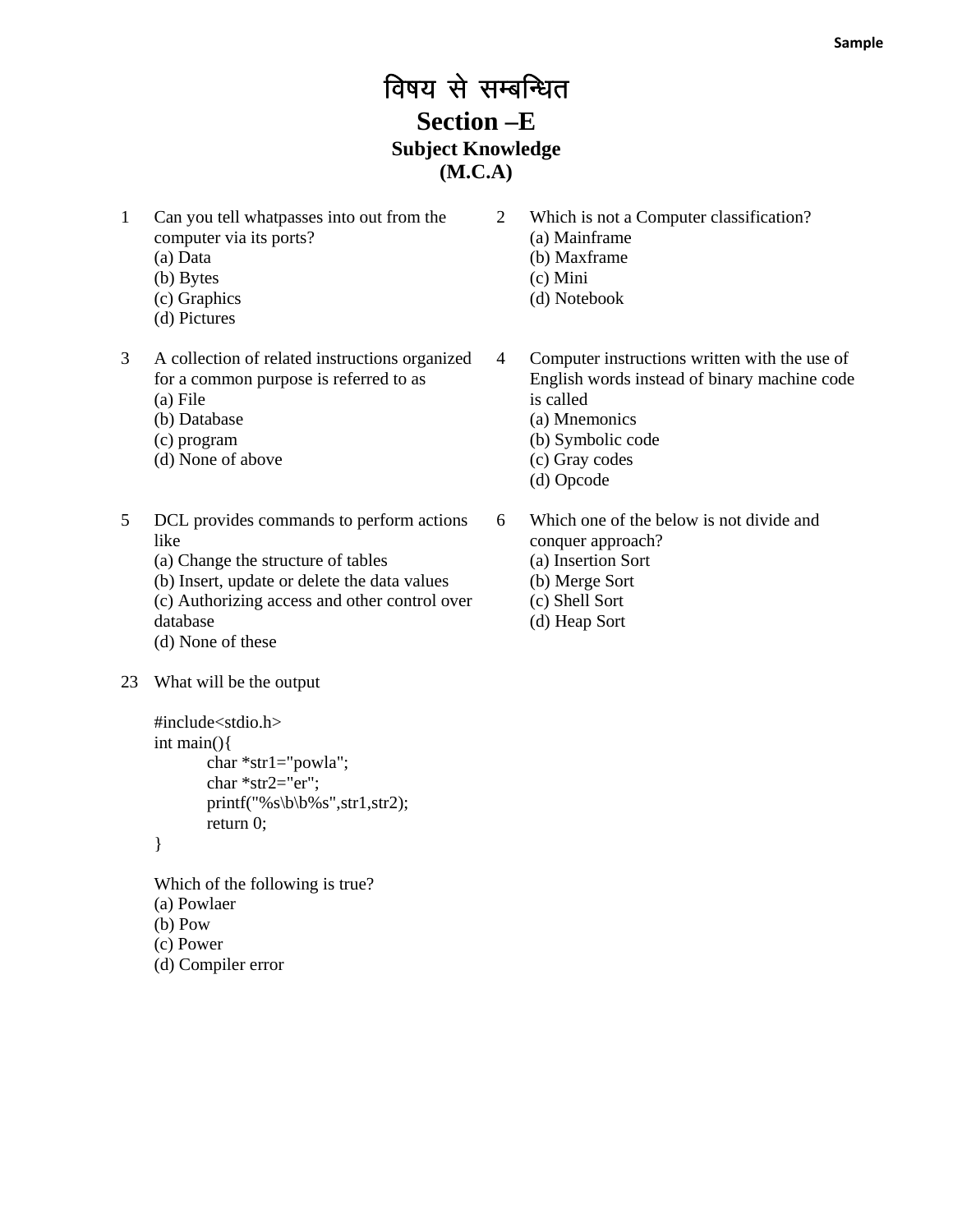# विषय से सम्बन्धित

## Section –E

### Subject Knowledge

### (M.C.A)

1. Can you tell whatpasses into out from the computer via its ports?
   (a) Data
   (b) Bytes
   (c) Graphics
   (d) Pictures

2. Which is not a Computer classification?
   (a) Mainframe
   (b) Maxframe
   (c) Mini
   (d) Notebook

3. A collection of related instructions organized for a common purpose is referred to as
   (a) File
   (b) Database
   (c) program
   (d) None of above

4. Computer instructions written with the use of English words instead of binary machine code is called
   (a) Mnemonics
   (b) Symbolic code
   (c) Gray codes
   (d) Opcode

5. DCL provides commands to perform actions like
   (a) Change the structure of tables
   (b) Insert, update or delete the data values
   (c) Authorizing access and other control over database
   (d) None of these

6. Which one of the below is not divide and conquer approach?
   (a) Insertion Sort
   (b) Merge Sort
   (c) Shell Sort
   (d) Heap Sort

23. What will be the output

```
#include<stdio.h>
int main(){
        char *str1="powla";
        char *str2="er";
        printf("%s\b\b%s",str1,str2);
        return 0;
}
```

Which of the following is true?
(a) Powlaer
(b) Pow
(c) Power
(d) Compiler error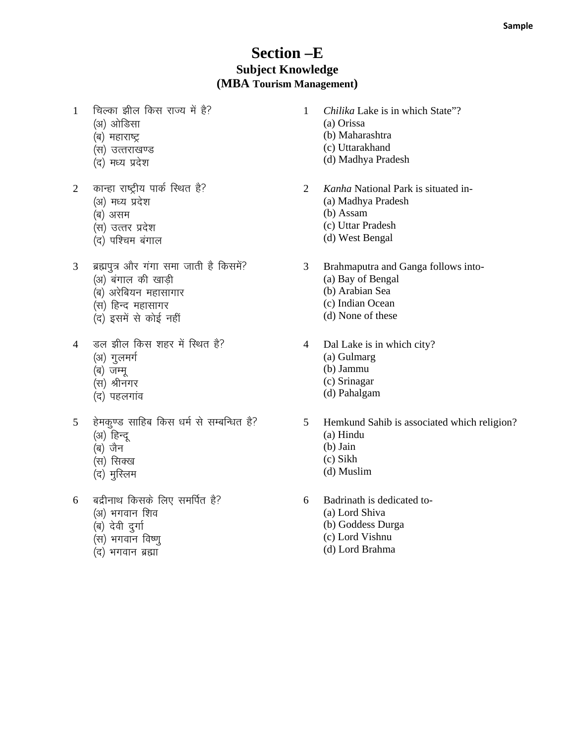Sample

# Section –E

## Subject Knowledge

## (MBA Tourism Management)

1 चिल्का झील किस राज्य में है?
(अ) ओडिसा
(ब) महाराष्ट्र
(स) उत्तराखण्ड
(द) मध्य प्रदेश

1 *Chilika* Lake is in which State"?
(a) Orissa
(b) Maharashtra
(c) Uttarakhand
(d) Madhya Pradesh

2 कान्हा राष्ट्रीय पार्क स्थित है?
(अ) मध्य प्रदेश
(ब) असम
(स) उत्तर प्रदेश
(द) पश्चिम बंगाल

2 *Kanha* National Park is situated in-
(a) Madhya Pradesh
(b) Assam
(c) Uttar Pradesh
(d) West Bengal

3 ब्रह्मपुत्र और गंगा समा जाती है किसमें?
(अ) बंगाल की खाड़ी
(ब) अरेबियन महासागार
(स) हिन्द महासागर
(द) इसमें से कोई नहीं

3 Brahmaputra and Ganga follows into-
(a) Bay of Bengal
(b) Arabian Sea
(c) Indian Ocean
(d) None of these

4 डल झील किस शहर में स्थित है?
(अ) गुलमर्ग
(ब) जम्मू
(स) श्रीनगर
(द) पहलगांव

4 Dal Lake is in which city?
(a) Gulmarg
(b) Jammu
(c) Srinagar
(d) Pahalgam

5 हेमकुण्ड साहिब किस धर्म से सम्बन्धित है?
(अ) हिन्दू
(ब) जैन
(स) सिक्ख
(द) मुस्लिम

5 Hemkund Sahib is associated which religion?
(a) Hindu
(b) Jain
(c) Sikh
(d) Muslim

6 बद्रीनाथ किसके लिए समर्पित है?
(अ) भगवान शिव
(ब) देवी दुर्गा
(स) भगवान विष्णु
(द) भगवान ब्रह्मा

6 Badrinath is dedicated to-
(a) Lord Shiva
(b) Goddess Durga
(c) Lord Vishnu
(d) Lord Brahma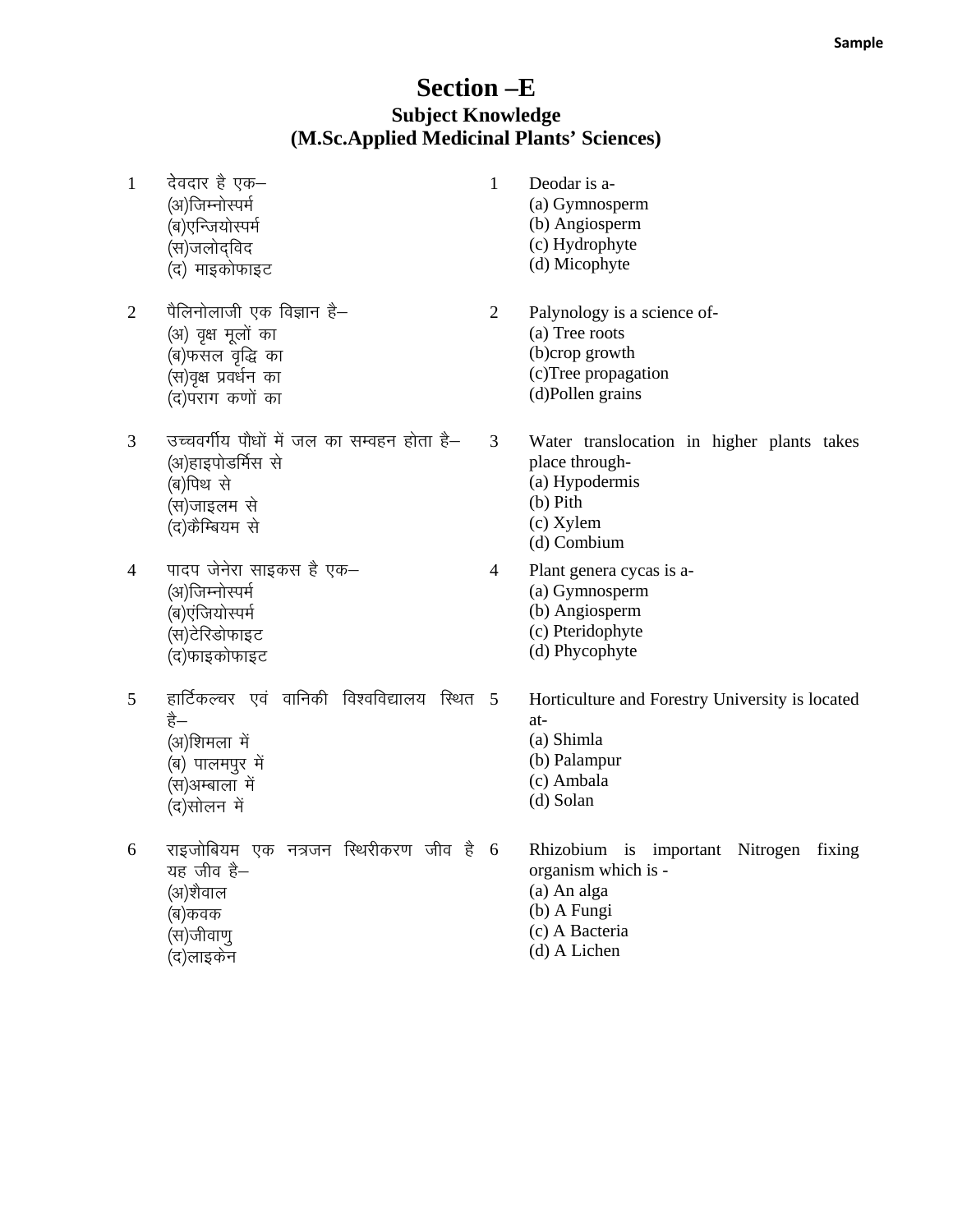# Section –E

## Subject Knowledge

## (M.Sc.Applied Medicinal Plants' Sciences)

1 देवदार है एक–
(अ)जिम्नोस्पर्म
(ब)एन्जियोस्पर्म
(स)जलोद्‌विद
(द) माइकोफाइट

1 Deodar is a-
(a) Gymnosperm
(b) Angiosperm
(c) Hydrophyte
(d) Micophyte

2 पैलिनोलाजी एक विज्ञान है–
(अ) वृक्ष मूलों का
(ब)फसल वृद्धि का
(स)वृक्ष प्रवर्धन का
(द)पराग कणों का

2 Palynology is a science of-
(a) Tree roots
(b)crop growth
(c)Tree propagation
(d)Pollen grains

3 उच्चवर्गीय पौधों में जल का सम्वहन होता है–
(अ)हाइपोडर्मिस से
(ब)पिथ से
(स)जाइलम से
(द)कैम्बियम से

3 Water translocation in higher plants takes place through-
(a) Hypodermis
(b) Pith
(c) Xylem
(d) Combium

4 पादप जेनेरा साइकस है एक–
(अ)जिम्नोस्पर्म
(ब)एंजियोस्पर्म
(स)टेरिडोफाइट
(द)फाइकोफाइट

4 Plant genera cycas is a-
(a) Gymnosperm
(b) Angiosperm
(c) Pteridophyte
(d) Phycophyte

5 हार्टिकल्चर एवं वानिकी विश्वविद्यालय स्थित है–
(अ)शिमला में
(ब) पालमपुर में
(स)अम्बाला में
(द)सोलन में

5 Horticulture and Forestry University is located at-
(a) Shimla
(b) Palampur
(c) Ambala
(d) Solan

6 राइजोबियम एक नत्रजन स्थिरीकरण जीव है यह जीव है–
(अ)शैवाल
(ब)कवक
(स)जीवाणु
(द)लाइकेन

6 Rhizobium is important Nitrogen fixing organism which is -
(a) An alga
(b) A Fungi
(c) A Bacteria
(d) A Lichen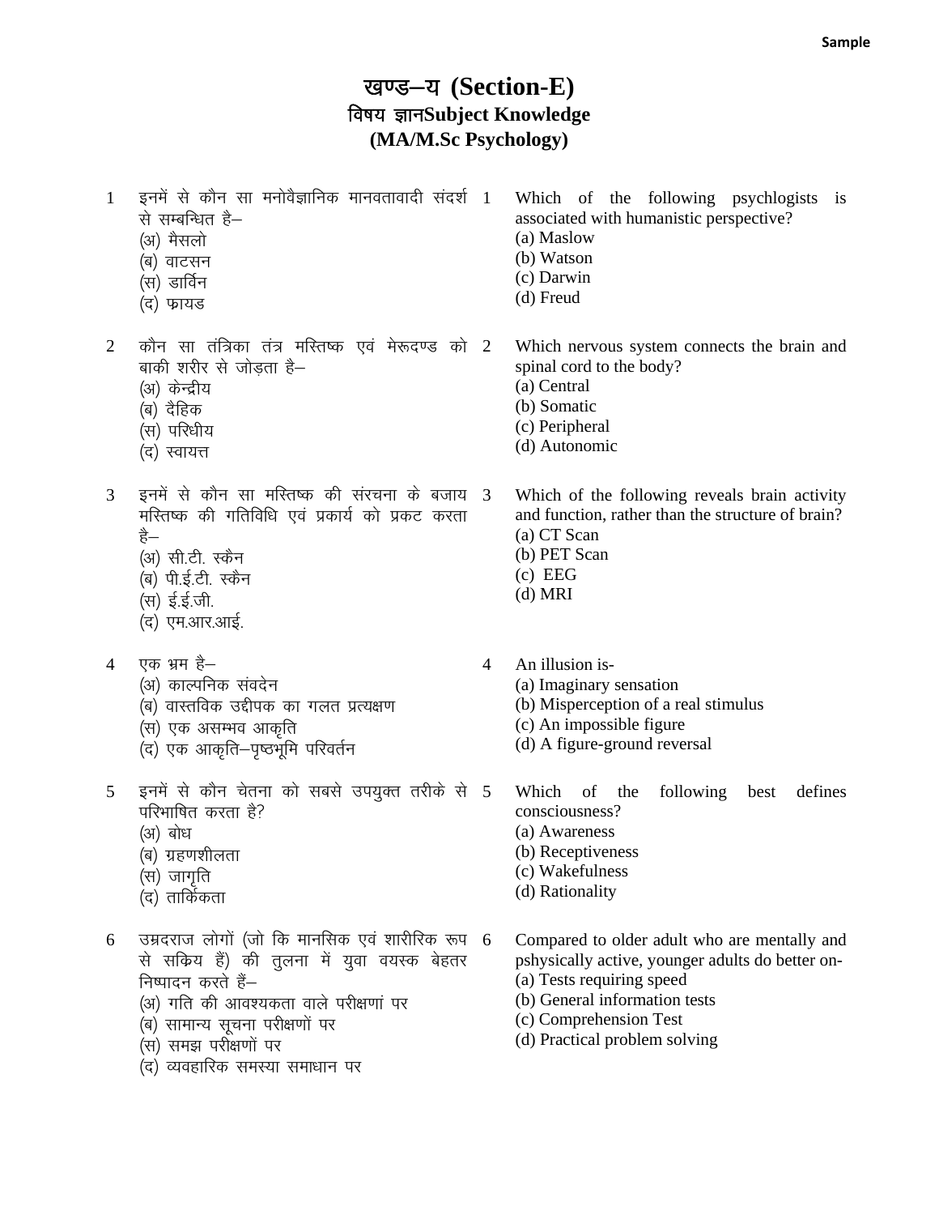Sample

# खण्ड–य (Section-E)
## विषय ज्ञानSubject Knowledge
## (MA/M.Sc Psychology)

1 इनमें से कौन सा मनोवैज्ञानिक मानवतावादी संदर्श से सम्बन्धित है–
(अ) मैसलो
(ब) वाटसन
(स) डार्विन
(द) फ्रायड

1 Which of the following psychlogists is associated with humanistic perspective?
(a) Maslow
(b) Watson
(c) Darwin
(d) Freud

2 कौन सा तंत्रिका तंत्र मस्तिष्क एवं मेरूदण्ड को बाकी शरीर से जोड़ता है–
(अ) केन्द्रीय
(ब) दैहिक
(स) परिधीय
(द) स्वायत्त

2 Which nervous system connects the brain and spinal cord to the body?
(a) Central
(b) Somatic
(c) Peripheral
(d) Autonomic

3 इनमें से कौन सा मस्तिष्क की संरचना के बजाय मस्तिष्क की गतिविधि एवं प्रकार्य को प्रकट करता है–
(अ) सी.टी. स्कैन
(ब) पी.ई.टी. स्कैन
(स) ई.ई.जी.
(द) एम.आर.आई.

3 Which of the following reveals brain activity and function, rather than the structure of brain?
(a) CT Scan
(b) PET Scan
(c) EEG
(d) MRI

4 एक भ्रम है–
(अ) काल्पनिक संवदेन
(ब) वास्तविक उद्दीपक का गलत प्रत्यक्षण
(स) एक असम्भव आकृति
(द) एक आकृति–पृष्ठभूमि परिवर्तन

4 An illusion is-
(a) Imaginary sensation
(b) Misperception of a real stimulus
(c) An impossible figure
(d) A figure-ground reversal

5 इनमें से कौन चेतना को सबसे उपयुक्त तरीके से परिभाषित करता है?
(अ) बोध
(ब) ग्रहणशीलता
(स) जागृति
(द) तार्किकता

5 Which of the following best defines consciousness?
(a) Awareness
(b) Receptiveness
(c) Wakefulness
(d) Rationality

6 उम्रदराज लोगों (जो कि मानसिक एवं शारीरिक रूप से सक्रिय हैं) की तुलना में युवा वयस्क बेहतर निष्पादन करते हैं–
(अ) गति की आवश्यकता वाले परीक्षणां पर
(ब) सामान्य सूचना परीक्षणों पर
(स) समझ परीक्षणों पर
(द) व्यवहारिक समस्या समाधान पर

6 Compared to older adult who are mentally and pshysically active, younger adults do better on-
(a) Tests requiring speed
(b) General information tests
(c) Comprehension Test
(d) Practical problem solving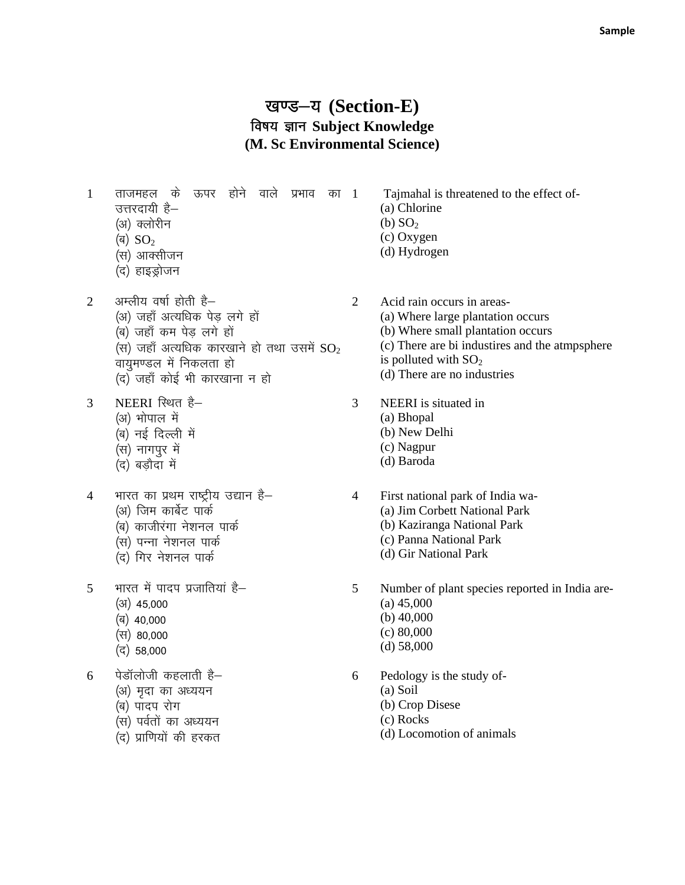Sample

# खण्ड–य (Section-E)
## विषय ज्ञान Subject Knowledge
## (M. Sc Environmental Science)

1 ताजमहल के ऊपर होने वाले प्रभाव का उत्तरदायी है–
(अ) क्लोरीन
(ब) $SO_2$
(स) आक्सीजन
(द) हाइड्रोजन

1 Tajmahal is threatened to the effect of-
(a) Chlorine
(b) $SO_2$
(c) Oxygen
(d) Hydrogen

2 अम्लीय वर्षा होती है–
(अ) जहाँ अत्यधिक पेड़ लगे हों
(ब) जहाँ कम पेड़ लगे हों
(स) जहाँ अत्यधिक कारखाने हो तथा उसमें $SO_2$ वायुमण्डल में निकलता हो
(द) जहाँ कोई भी कारखाना न हो

2 Acid rain occurs in areas-
(a) Where large plantation occurs
(b) Where small plantation occurs
(c) There are bi industires and the atmpsphere is polluted with $SO_2$
(d) There are no industries

3 NEERI स्थित है–
(अ) भोपाल में
(ब) नई दिल्ली में
(स) नागपुर में
(द) बड़ौदा में

3 NEERI is situated in
(a) Bhopal
(b) New Delhi
(c) Nagpur
(d) Baroda

4 भारत का प्रथम राष्ट्रीय उद्यान है–
(अ) जिम कार्बेट पार्क
(ब) काजीरंगा नेशनल पार्क
(स) पन्ना नेशनल पार्क
(द) गिर नेशनल पार्क

4 First national park of India wa-
(a) Jim Corbett National Park
(b) Kaziranga National Park
(c) Panna National Park
(d) Gir National Park

5 भारत में पादप प्रजातियां है–
(अ) 45,000
(ब) 40,000
(स) 80,000
(द) 58,000

5 Number of plant species reported in India are-
(a) 45,000
(b) 40,000
(c) 80,000
(d) 58,000

6 पेडॉलोजी कहलाती है–
(अ) मृदा का अध्ययन
(ब) पादप रोग
(स) पर्वतों का अध्ययन
(द) प्राणियों की हरकत

6 Pedology is the study of-
(a) Soil
(b) Crop Disese
(c) Rocks
(d) Locomotion of animals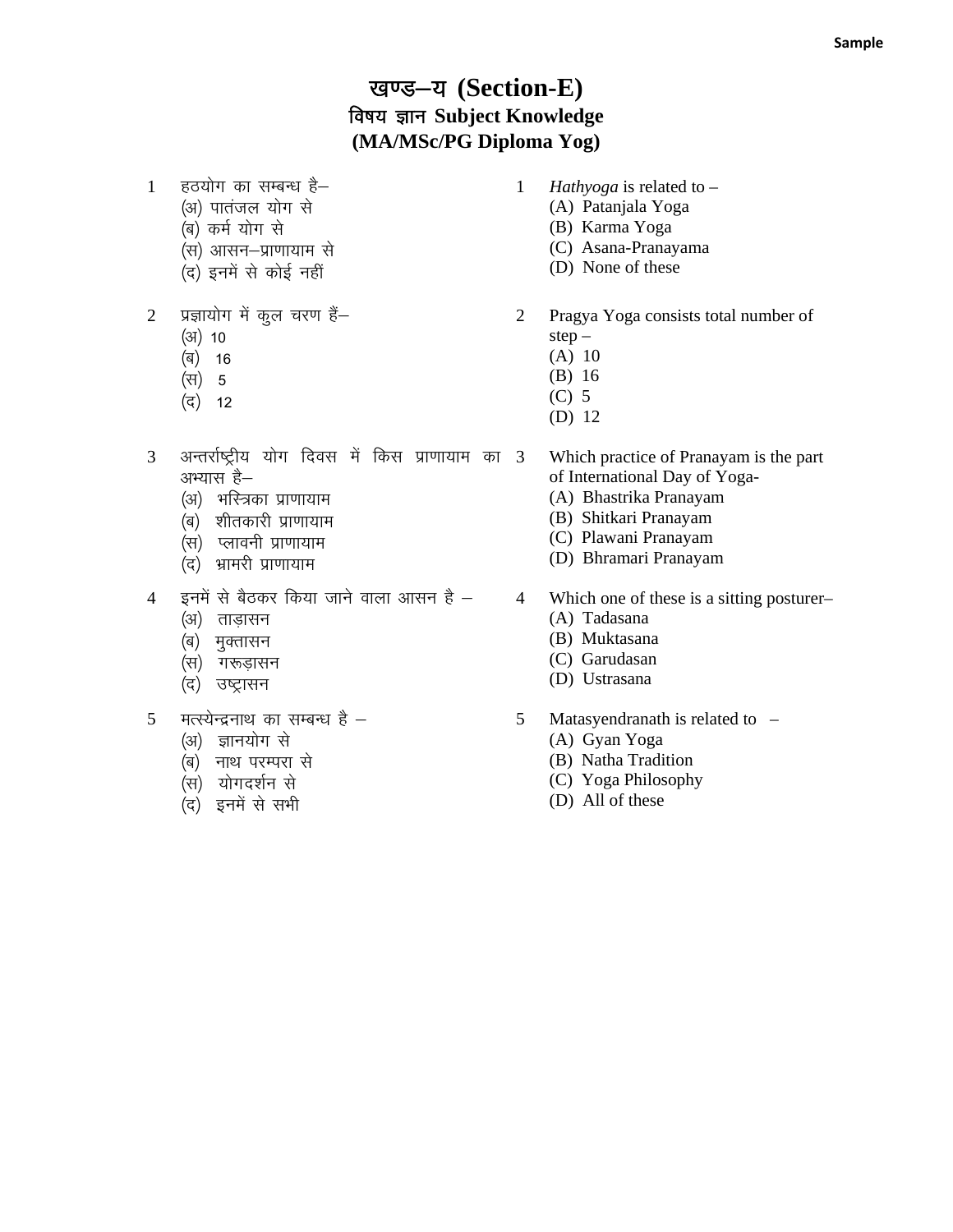# खण्ड–य (Section-E)

## विषय ज्ञान Subject Knowledge

## (MA/MSc/PG Diploma Yog)

1. हठयोग का सम्बन्ध है–
   (अ) पातंजल योग से
   (ब) कर्म योग से
   (स) आसन–प्राणायाम से
   (द) इनमें से कोई नहीं

1. *Hathyoga* is related to –
   (A) Patanjala Yoga
   (B) Karma Yoga
   (C) Asana-Pranayama
   (D) None of these

2. प्रज्ञायोग में कुल चरण हैं–
   (अ) 10
   (ब) 16
   (स) 5
   (द) 12

2. Pragya Yoga consists total number of step –
   (A) 10
   (B) 16
   (C) 5
   (D) 12

3. अन्तर्राष्ट्रीय योग दिवस में किस प्राणायाम का अभ्यास है–
   (अ) भस्त्रिका प्राणायाम
   (ब) शीतकारी प्राणायाम
   (स) प्लावनी प्राणायाम
   (द) भ्रामरी प्राणायाम

3. Which practice of Pranayam is the part of International Day of Yoga-
   (A) Bhastrika Pranayam
   (B) Shitkari Pranayam
   (C) Plawani Pranayam
   (D) Bhramari Pranayam

4. इनमें से बैठकर किया जाने वाला आसन है –
   (अ) ताड़ासन
   (ब) मुक्तासन
   (स) गरूड़ासन
   (द) उष्ट्रासन

4. Which one of these is a sitting posturer–
   (A) Tadasana
   (B) Muktasana
   (C) Garudasan
   (D) Ustrasana

5. मत्स्येन्द्रनाथ का सम्बन्ध है –
   (अ) ज्ञानयोग से
   (ब) नाथ परम्परा से
   (स) योगदर्शन से
   (द) इनमें से सभी

5. Matasyendranath is related to –
   (A) Gyan Yoga
   (B) Natha Tradition
   (C) Yoga Philosophy
   (D) All of these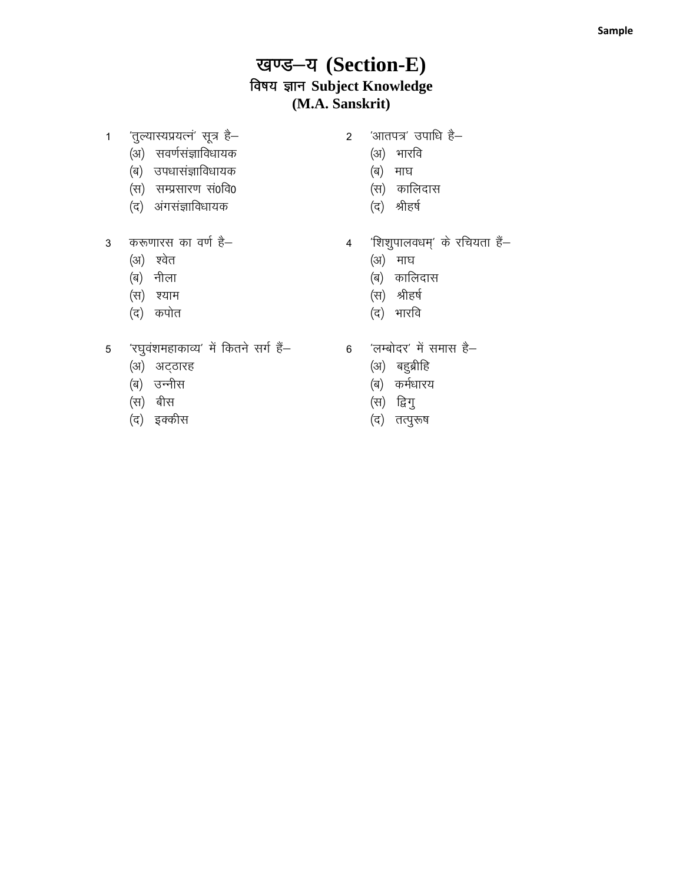Sample

# खण्ड–य (Section-E)

## विषय ज्ञान Subject Knowledge

## (M.A. Sanskrit)

1 'तुल्यास्यप्रयत्नं' सूत्र है–

(अ) सवर्णसंज्ञाविधायक

(ब) उपधासंज्ञाविधायक

(स) सम्प्रसारण सं0वि0

(द) अंगसंज्ञाविधायक

2 'आतपत्र' उपाधि है–

(अ) भारवि

(ब) माघ

(स) कालिदास

(द) श्रीहर्ष

3 करूणारस का वर्ण है–

(अ) श्वेत

(ब) नीला

(स) श्याम

(द) कपोत

4 'शिशुपालवधम्' के रचियता हैं–

(अ) माघ

(ब) कालिदास

(स) श्रीहर्ष

(द) भारवि

5 'रघुवंशमहाकाव्य' में कितने सर्ग हैं–

(अ) अट्ठारह

(ब) उन्नीस

(स) बीस

(द) इक्कीस

6 'लम्बोदर' में समास है–

(अ) बहुब्रीहि

(ब) कर्मधारय

(स) द्विगु

(द) तत्पुरूष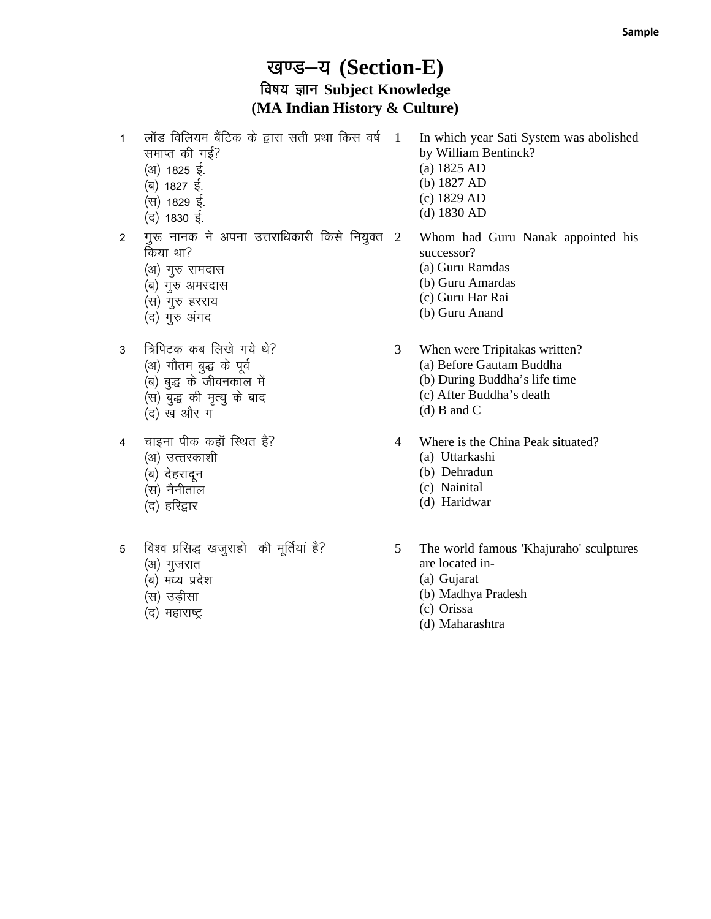# खण्ड–य (Section-E)

## विषय ज्ञान Subject Knowledge

## (MA Indian History & Culture)

1. लॉड विलियम बैंटिक के द्वारा सती प्रथा किस वर्ष समाप्त की गई?
   (अ) 1825 ई.
   (ब) 1827 ई.
   (स) 1829 ई.
   (द) 1830 ई.

1. In which year Sati System was abolished by William Bentinck?
   (a) 1825 AD
   (b) 1827 AD
   (c) 1829 AD
   (d) 1830 AD

2. गुरू नानक ने अपना उत्तराधिकारी किसे नियुक्त किया था?
   (अ) गुरु रामदास
   (ब) गुरु अमरदास
   (स) गुरु हरराय
   (द) गुरु अंगद

2. Whom had Guru Nanak appointed his successor?
   (a) Guru Ramdas
   (b) Guru Amardas
   (c) Guru Har Rai
   (b) Guru Anand

3. त्रिपिटक कब लिखे गये थे?
   (अ) गौतम बुद्ध के पूर्व
   (ब) बुद्ध के जीवनकाल में
   (स) बुद्ध की मृत्यु के बाद
   (द) ख और ग

3. When were Tripitakas written?
   (a) Before Gautam Buddha
   (b) During Buddha's life time
   (c) After Buddha's death
   (d) B and C

4. चाइना पीक कहॉं स्थित है?
   (अ) उत्तरकाशी
   (ब) देहरादून
   (स) नैनीताल
   (द) हरिद्वार

4. Where is the China Peak situated?
   (a) Uttarkashi
   (b) Dehradun
   (c) Nainital
   (d) Haridwar

5. विश्व प्रसिद्ध खजुराहो की मूर्तियां है?
   (अ) गुजरात
   (ब) मध्य प्रदेश
   (स) उड़ीसा
   (द) महाराष्ट्र

5. The world famous 'Khajuraho' sculptures are located in-
   (a) Gujarat
   (b) Madhya Pradesh
   (c) Orissa
   (d) Maharashtra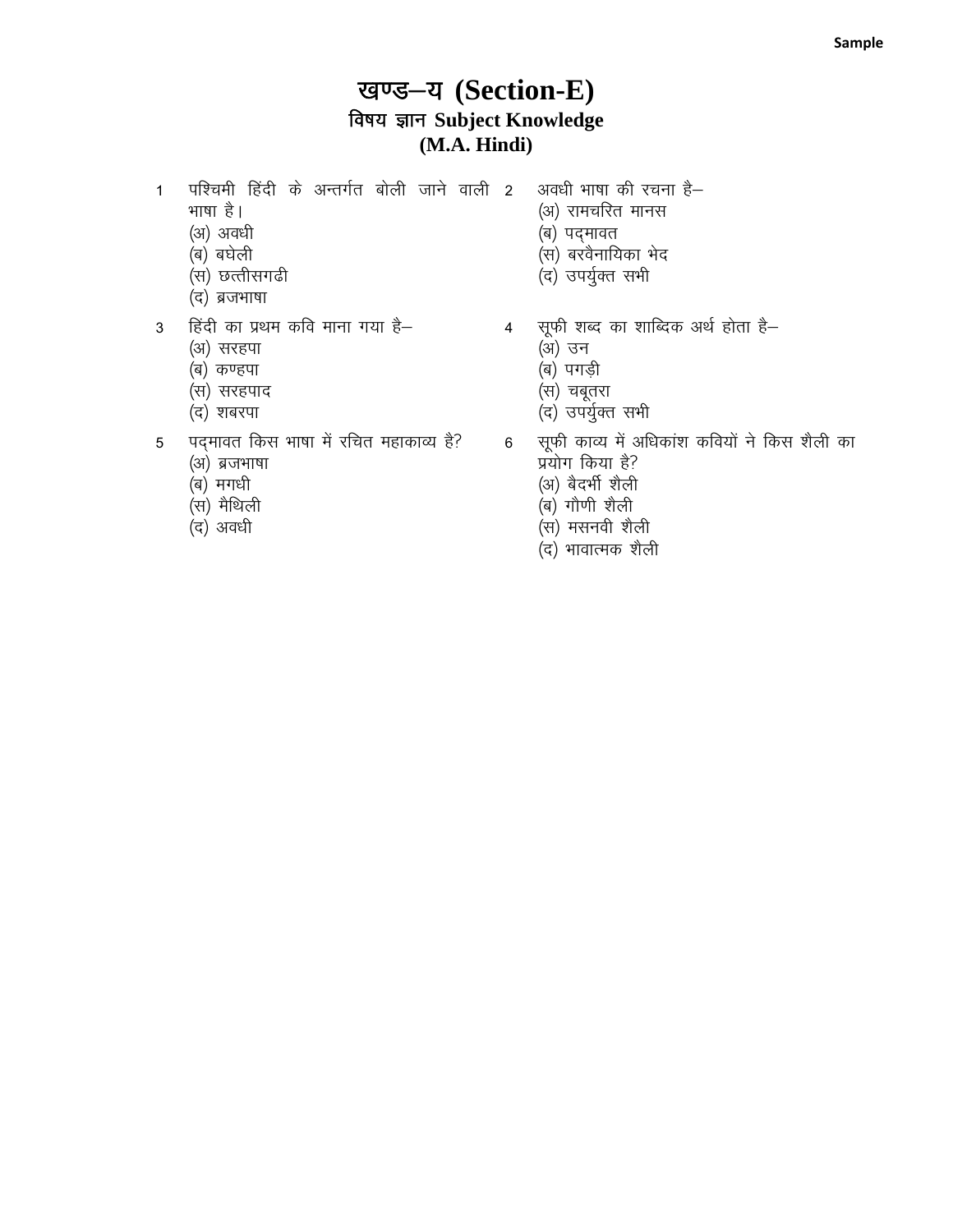# खण्ड–य (Section-E)

## विषय ज्ञान Subject Knowledge

## (M.A. Hindi)

1. पश्चिमी हिंदी के अन्तर्गत बोली जाने वाली भाषा है।
   (अ) अवधी
   (ब) बघेली
   (स) छत्तीसगढी
   (द) ब्रजभाषा

2. अवधी भाषा की रचना है–
   (अ) रामचरित मानस
   (ब) पद्मावत
   (स) बरवैनायिका भेद
   (द) उपर्युक्त सभी

3. हिंदी का प्रथम कवि माना गया है–
   (अ) सरहपा
   (ब) कण्हपा
   (स) सरहपाद
   (द) शबरपा

4. सूफी शब्द का शाब्दिक अर्थ होता है–
   (अ) उन
   (ब) पगड़ी
   (स) चबूतरा
   (द) उपर्युक्त सभी

5. पद्मावत किस भाषा में रचित महाकाव्य है?
   (अ) ब्रजभाषा
   (ब) मगधी
   (स) मैथिली
   (द) अवधी

6. सूफी काव्य में अधिकांश कवियों ने किस शैली का प्रयोग किया है?
   (अ) बैदर्भी शैली
   (ब) गौणी शैली
   (स) मसनवी शैली
   (द) भावात्मक शैली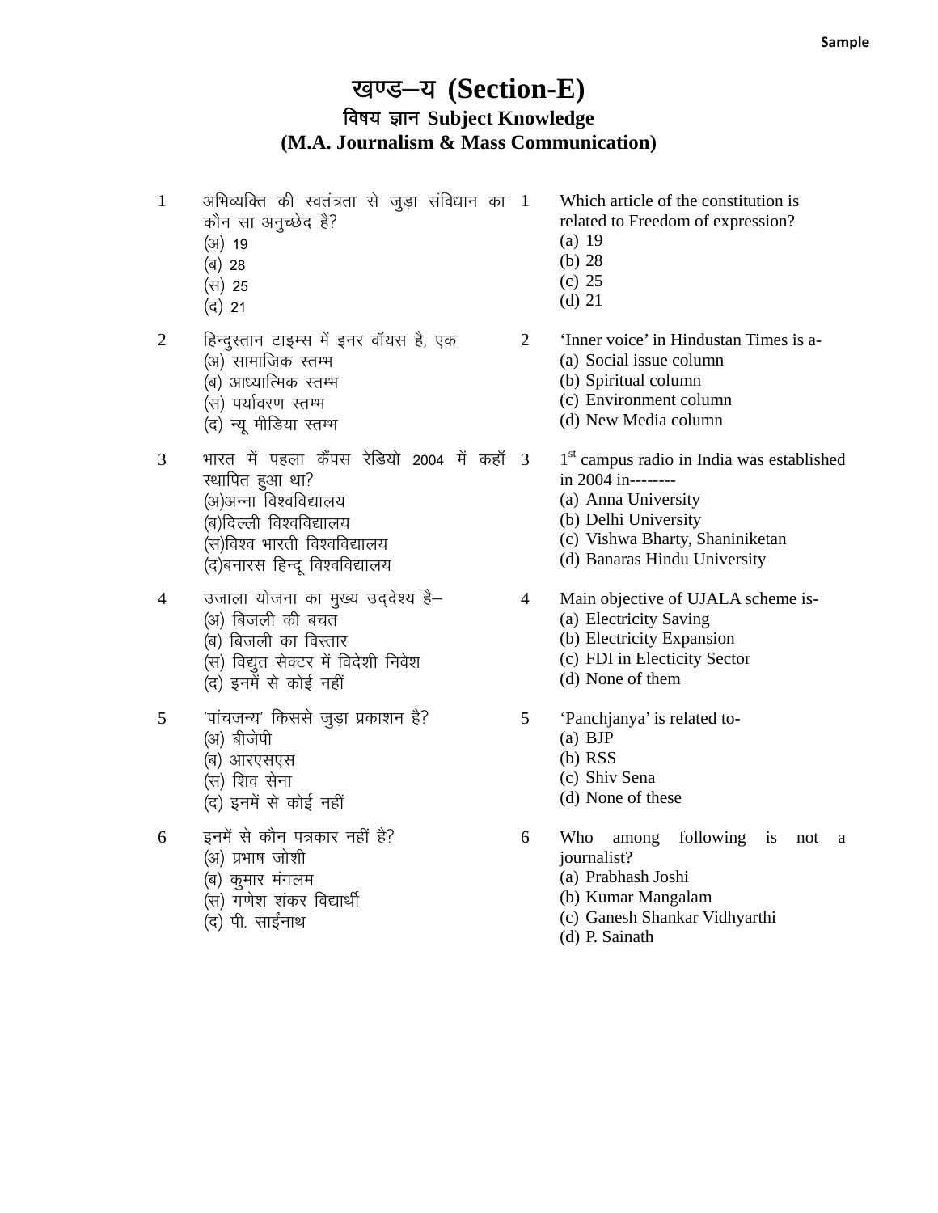Sample

# खण्ड–य (Section-E)

## विषय ज्ञान Subject Knowledge

## (M.A. Journalism & Mass Communication)

1 अभिव्यक्ति की स्वतंत्रता से जुड़ा संविधान का कौन सा अनुच्छेद है?
(अ) 19
(ब) 28
(स) 25
(द) 21

1 Which article of the constitution is related to Freedom of expression?
(a) 19
(b) 28
(c) 25
(d) 21

2 हिन्दुस्तान टाइम्स में इनर वॉयस है, एक
(अ) सामाजिक स्तम्भ
(ब) आध्यात्मिक स्तम्भ
(स) पर्यावरण स्तम्भ
(द) न्यू मीडिया स्तम्भ

2 'Inner voice' in Hindustan Times is a-
(a) Social issue column
(b) Spiritual column
(c) Environment column
(d) New Media column

3 भारत में पहला कैंपस रेडियो 2004 में कहाँ स्थापित हुआ था?
(अ)अन्ना विश्वविद्यालय
(ब)दिल्ली विश्वविद्यालय
(स)विश्व भारती विश्वविद्यालय
(द)बनारस हिन्दू विश्वविद्यालय

3 1st campus radio in India was established in 2004 in--------
(a) Anna University
(b) Delhi University
(c) Vishwa Bharty, Shaniniketan
(d) Banaras Hindu University

4 उजाला योजना का मुख्य उद्देश्य है–
(अ) बिजली की बचत
(ब) बिजली का विस्तार
(स) विद्युत सेक्टर में विदेशी निवेश
(द) इनमें से कोई नहीं

4 Main objective of UJALA scheme is-
(a) Electricity Saving
(b) Electricity Expansion
(c) FDI in Electicity Sector
(d) None of them

5 'पांचजन्य' किससे जुड़ा प्रकाशन है?
(अ) बीजेपी
(ब) आरएसएस
(स) शिव सेना
(द) इनमें से कोई नहीं

5 'Panchjanya' is related to-
(a) BJP
(b) RSS
(c) Shiv Sena
(d) None of these

6 इनमें से कौन पत्रकार नहीं है?
(अ) प्रभाष जोशी
(ब) कुमार मंगलम
(स) गणेश शंकर विद्यार्थी
(द) पी. साईंनाथ

6 Who among following is not a journalist?
(a) Prabhash Joshi
(b) Kumar Mangalam
(c) Ganesh Shankar Vidhyarthi
(d) P. Sainath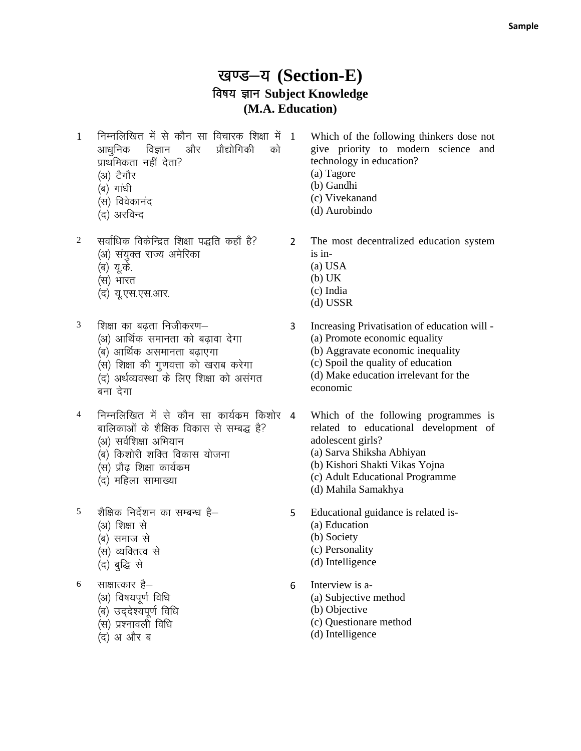# खण्ड–य (Section-E)

## विषय ज्ञान Subject Knowledge

## (M.A. Education)

1 निम्नलिखित में से कौन सा विचारक शिक्षा में आधुनिक विज्ञान और प्रौद्योगिकी को प्राथमिकता नहीं देता?
(अ) टैगौर
(ब) गांधी
(स) विवेकानंद
(द) अरविन्द

1 Which of the following thinkers dose not give priority to modern science and technology in education?
(a) Tagore
(b) Gandhi
(c) Vivekanand
(d) Aurobindo

2 सर्वाधिक विकेन्द्रित शिक्षा पद्धति कहाँ है?
(अ) संयुक्त राज्य अमेरिका
(ब) यू.के.
(स) भारत
(द) यू.एस.एस.आर.

2 The most decentralized education system is in-
(a) USA
(b) UK
(c) India
(d) USSR

3 शिक्षा का बढ़ता निजीकरण–
(अ) आर्थिक समानता को बढ़ावा देगा
(ब) आर्थिक असमानता बढ़ाएगा
(स) शिक्षा की गुणवत्ता को खराब करेगा
(द) अर्थव्यवस्था के लिए शिक्षा को असंगत बना देगा

3 Increasing Privatisation of education will -
(a) Promote economic equality
(b) Aggravate economic inequality
(c) Spoil the quality of education
(d) Make education irrelevant for the economic

4 निम्नलिखित में से कौन सा कार्यक्रम किशोर बालिकाओं के शैक्षिक विकास से सम्बद्ध है?
(अ) सर्वशिक्षा अभियान
(ब) किशोरी शक्ति विकास योजना
(स) प्रौढ़ शिक्षा कार्यक्रम
(द) महिला सामाख्या

4 Which of the following programmes is related to educational development of adolescent girls?
(a) Sarva Shiksha Abhiyan
(b) Kishori Shakti Vikas Yojna
(c) Adult Educational Programme
(d) Mahila Samakhya

5 शैक्षिक निर्देशन का सम्बन्ध है–
(अ) शिक्षा से
(ब) समाज से
(स) व्यक्तित्व से
(द) बुद्धि से

5 Educational guidance is related is-
(a) Education
(b) Society
(c) Personality
(d) Intelligence

6 साक्षात्कार है–
(अ) विषयपूर्ण विधि
(ब) उद्देश्यपूर्ण विधि
(स) प्रश्नावली विधि
(द) अ और ब

6 Interview is a-
(a) Subjective method
(b) Objective
(c) Questionare method
(d) Intelligence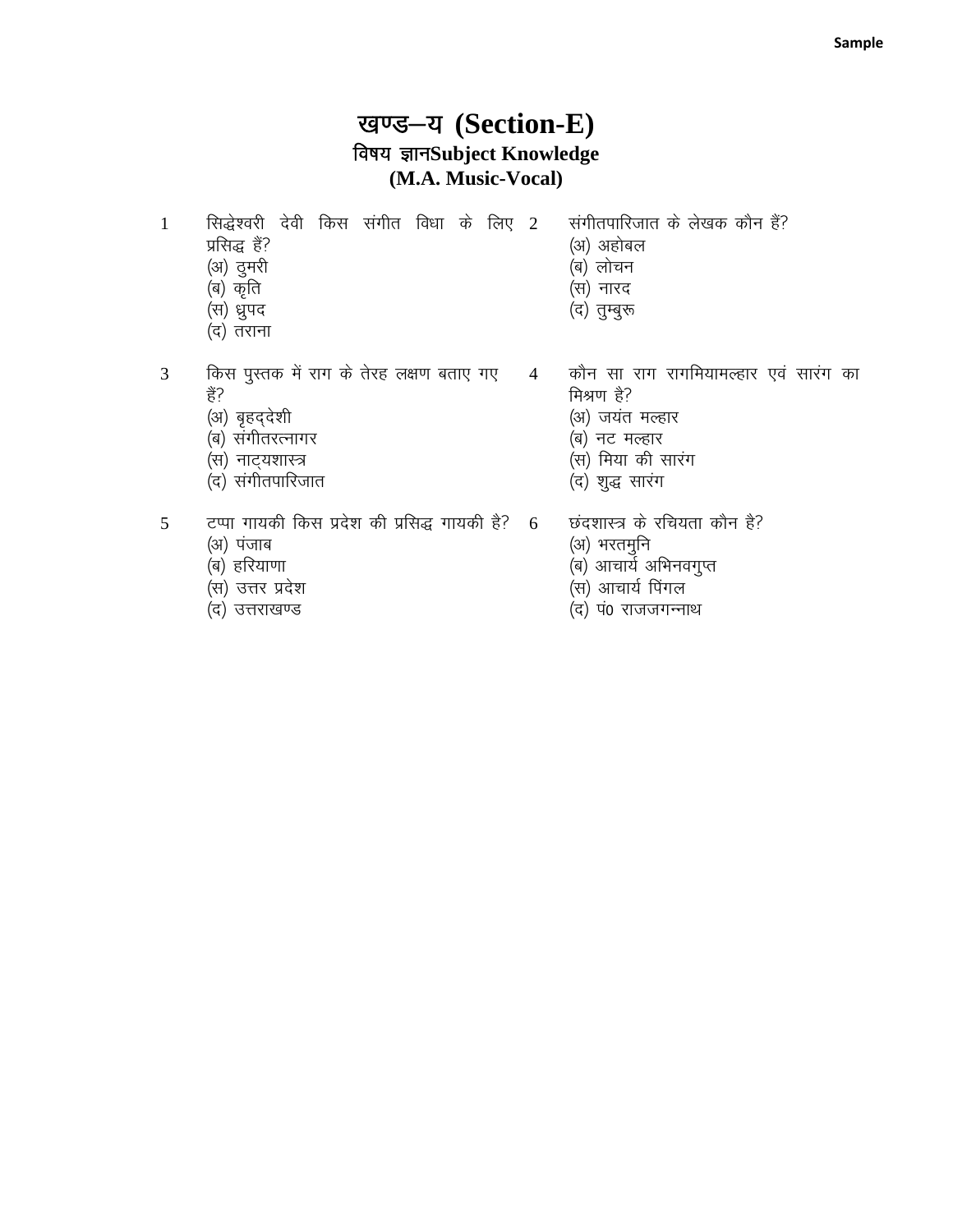# खण्ड–य (Section-E)

## विषय ज्ञानSubject Knowledge

## (M.A. Music-Vocal)

1. सिद्धेश्वरी देवी किस संगीत विधा के लिए प्रसिद्ध हैं?
   (अ) ठुमरी
   (ब) कृति
   (स) ध्रुपद
   (द) तराना

2. संगीतपारिजात के लेखक कौन हैं?
   (अ) अहोबल
   (ब) लोचन
   (स) नारद
   (द) तुम्बुरू

3. किस पुस्तक में राग के तेरह लक्षण बताए गए हैं?
   (अ) बृहद्देशी
   (ब) संगीतरत्नागर
   (स) नाट्यशास्त्र
   (द) संगीतपारिजात

4. कौन सा राग रागमियामल्हार एवं सारंग का मिश्रण है?
   (अ) जयंत मल्हार
   (ब) नट मल्हार
   (स) मिया की सारंग
   (द) शुद्ध सारंग

5. टप्पा गायकी किस प्रदेश की प्रसिद्ध गायकी है?
   (अ) पंजाब
   (ब) हरियाणा
   (स) उत्तर प्रदेश
   (द) उत्तराखण्ड

6. छंदशास्त्र के रचियता कौन है?
   (अ) भरतमुनि
   (ब) आचार्य अभिनवगुप्त
   (स) आचार्य पिंगल
   (द) पं0 राजजगन्नाथ